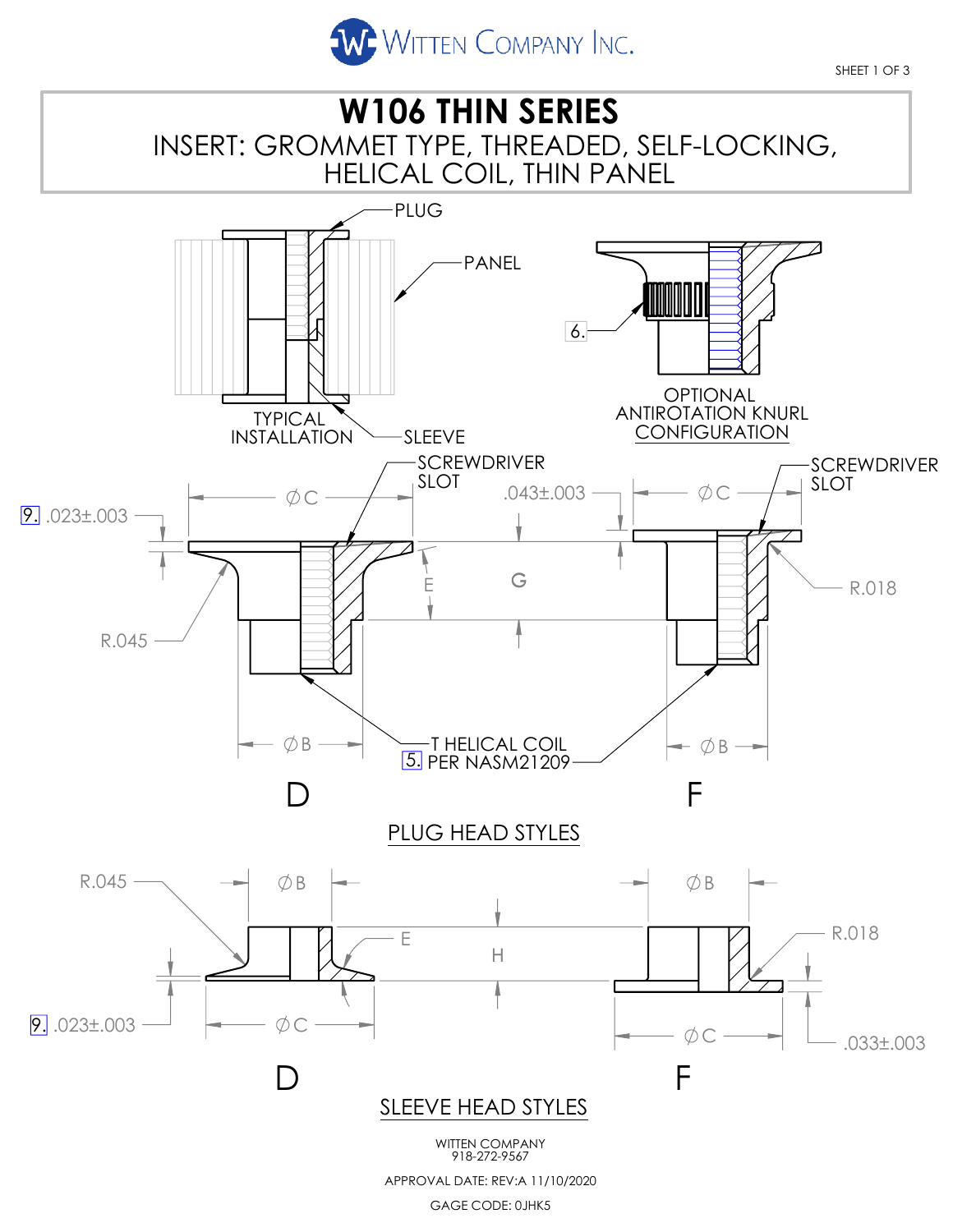WITTEN COMPANY INC.

# W106 THIN SERIES

## INSERT: GROMMET TYPE, THREADED, SELF-LOCKING, HELICAL COIL, THIN PANEL

PLUG

PANEL

TYPICAL INSTALLATION

SLEEVE

6.

OPTIONAL ANTIROTATION KNURL CONFIGURATION

SCREWDRIVER SLOT

.043±.003

ØC

SCREWDRIVER SLOT

9. .023±.003

ØC

E

G

R.018

R.045

ØB

T HELICAL COIL

5. PER NASM21209

ØB

D

F

PLUG HEAD STYLES

R.045

ØB

ØB

E

H

R.018

9. .023±.003

ØC

ØC

.033±.003

D

F

SLEEVE HEAD STYLES

WITTEN COMPANY
918-272-9567

APPROVAL DATE: REV:A 11/10/2020

GAGE CODE: 0JHK5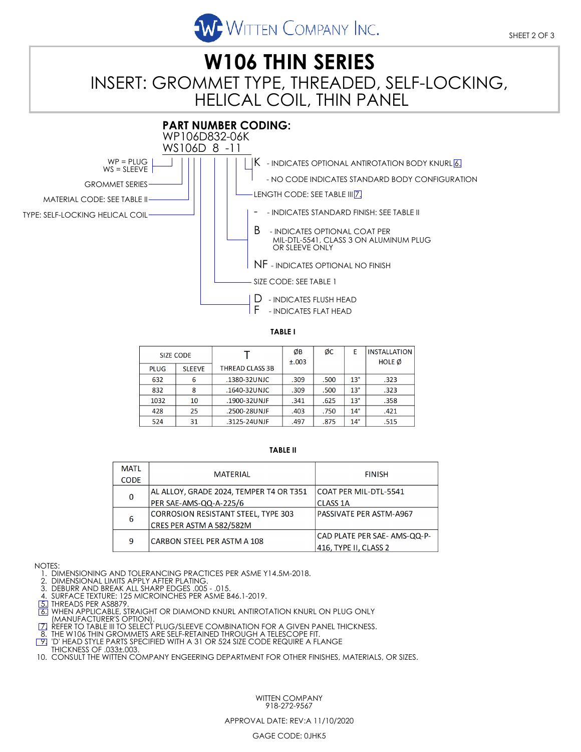# W106 THIN SERIES

## INSERT: GROMMET TYPE, THREADED, SELF-LOCKING, HELICAL COIL, THIN PANEL

### PART NUMBER CODING:

WP106D832-06K
WS106D 8 -11

- WP = PLUG / WS = SLEEVE
- GROMMET SERIES
- MATERIAL CODE: SEE TABLE II
- TYPE: SELF-LOCKING HELICAL COIL
- K - INDICATES OPTIONAL ANTIROTATION BODY KNURL 6.
  - NO CODE INDICATES STANDARD BODY CONFIGURATION
- LENGTH CODE: SEE TABLE III 7.
- \- - INDICATES STANDARD FINISH: SEE TABLE II
- B - INDICATES OPTIONAL COAT PER MIL-DTL-5541, CLASS 3 ON ALUMINUM PLUG OR SLEEVE ONLY
- NF - INDICATES OPTIONAL NO FINISH
- SIZE CODE: SEE TABLE 1
- D - INDICATES FLUSH HEAD
- F - INDICATES FLAT HEAD

**TABLE I**

| SIZE CODE | | T | ØB | ØC | E | INSTALLATION HOLE Ø |
|---|---|---|---|---|---|---|
| PLUG | SLEEVE | THREAD CLASS 3B | ±.003 | | | |
| 632 | 6 | .1380-32UNJC | .309 | .500 | 13° | .323 |
| 832 | 8 | .1640-32UNJC | .309 | .500 | 13° | .323 |
| 1032 | 10 | .1900-32UNJF | .341 | .625 | 13° | .358 |
| 428 | 25 | .2500-28UNJF | .403 | .750 | 14° | .421 |
| 524 | 31 | .3125-24UNJF | .497 | .875 | 14° | .515 |

**TABLE II**

| MATL CODE | MATERIAL | FINISH |
|---|---|---|
| 0 | AL ALLOY, GRADE 2024, TEMPER T4 OR T351 PER SAE-AMS-QQ-A-225/6 | COAT PER MIL-DTL-5541 CLASS 1A |
| 6 | CORROSION RESISTANT STEEL, TYPE 303 CRES PER ASTM A 582/582M | PASSIVATE PER ASTM-A967 |
| 9 | CARBON STEEL PER ASTM A 108 | CAD PLATE PER SAE- AMS-QQ-P-416, TYPE II, CLASS 2 |

NOTES:
1. DIMENSIONING AND TOLERANCING PRACTICES PER ASME Y14.5M-2018.
2. DIMENSIONAL LIMITS APPLY AFTER PLATING.
3. DEBURR AND BREAK ALL SHARP EDGES .005 - .015.
4. SURFACE TEXTURE: 125 MICROINCHES PER ASME B46.1-2019.
5. THREADS PER AS8879.
6. WHEN APPLICABLE, STRAIGHT OR DIAMOND KNURL ANTIROTATION KNURL ON PLUG ONLY (MANUFACTURER'S OPTION).
7. REFER TO TABLE III TO SELECT PLUG/SLEEVE COMBINATION FOR A GIVEN PANEL THICKNESS.
8. THE W106 THIN GROMMETS ARE SELF-RETAINED THROUGH A TELESCOPE FIT.
9. 'D' HEAD STYLE PARTS SPECIFIED WITH A 31 OR 524 SIZE CODE REQUIRE A FLANGE THICKNESS OF .033±.003.
10. CONSULT THE WITTEN COMPANY ENGEERING DEPARTMENT FOR OTHER FINISHES, MATERIALS, OR SIZES.

WITTEN COMPANY
918-272-9567

APPROVAL DATE: REV:A 11/10/2020

GAGE CODE: 0JHK5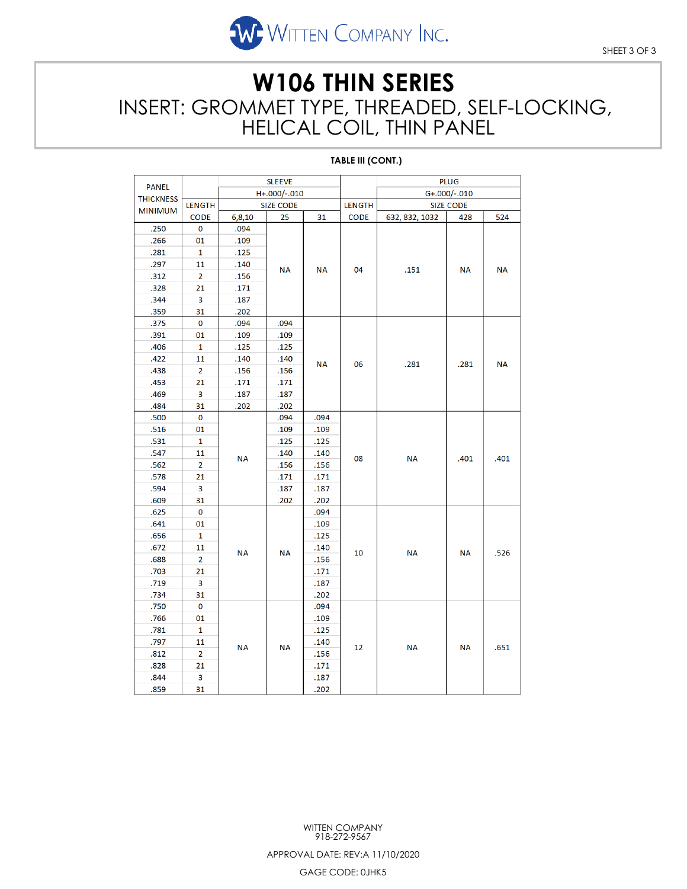# W106 THIN SERIES

## INSERT: GROMMET TYPE, THREADED, SELF-LOCKING, HELICAL COIL, THIN PANEL

**TABLE III (CONT.)**

| PANEL THICKNESS MINIMUM | SLEEVE | | | | PLUG | | | |
|---|---|---|---|---|---|---|---|---|
| | | H+.000/-.010 | | | | G+.000/-.010 | | |
| | LENGTH CODE | SIZE CODE | | | LENGTH CODE | SIZE CODE | | |
| | | 6,8,10 | 25 | 31 | | 632, 832, 1032 | 428 | 524 |
| .250 | 0 | .094 | NA | NA | 04 | .151 | NA | NA |
| .266 | 01 | .109 | NA | NA | 04 | .151 | NA | NA |
| .281 | 1 | .125 | NA | NA | 04 | .151 | NA | NA |
| .297 | 11 | .140 | NA | NA | 04 | .151 | NA | NA |
| .312 | 2 | .156 | NA | NA | 04 | .151 | NA | NA |
| .328 | 21 | .171 | NA | NA | 04 | .151 | NA | NA |
| .344 | 3 | .187 | NA | NA | 04 | .151 | NA | NA |
| .359 | 31 | .202 | NA | NA | 04 | .151 | NA | NA |
| .375 | 0 | .094 | .094 | NA | 06 | .281 | .281 | NA |
| .391 | 01 | .109 | .109 | NA | 06 | .281 | .281 | NA |
| .406 | 1 | .125 | .125 | NA | 06 | .281 | .281 | NA |
| .422 | 11 | .140 | .140 | NA | 06 | .281 | .281 | NA |
| .438 | 2 | .156 | .156 | NA | 06 | .281 | .281 | NA |
| .453 | 21 | .171 | .171 | NA | 06 | .281 | .281 | NA |
| .469 | 3 | .187 | .187 | NA | 06 | .281 | .281 | NA |
| .484 | 31 | .202 | .202 | NA | 06 | .281 | .281 | NA |
| .500 | 0 | NA | .094 | .094 | 08 | NA | .401 | .401 |
| .516 | 01 | NA | .109 | .109 | 08 | NA | .401 | .401 |
| .531 | 1 | NA | .125 | .125 | 08 | NA | .401 | .401 |
| .547 | 11 | NA | .140 | .140 | 08 | NA | .401 | .401 |
| .562 | 2 | NA | .156 | .156 | 08 | NA | .401 | .401 |
| .578 | 21 | NA | .171 | .171 | 08 | NA | .401 | .401 |
| .594 | 3 | NA | .187 | .187 | 08 | NA | .401 | .401 |
| .609 | 31 | NA | .202 | .202 | 08 | NA | .401 | .401 |
| .625 | 0 | NA | NA | .094 | 10 | NA | NA | .526 |
| .641 | 01 | NA | NA | .109 | 10 | NA | NA | .526 |
| .656 | 1 | NA | NA | .125 | 10 | NA | NA | .526 |
| .672 | 11 | NA | NA | .140 | 10 | NA | NA | .526 |
| .688 | 2 | NA | NA | .156 | 10 | NA | NA | .526 |
| .703 | 21 | NA | NA | .171 | 10 | NA | NA | .526 |
| .719 | 3 | NA | NA | .187 | 10 | NA | NA | .526 |
| .734 | 31 | NA | NA | .202 | 10 | NA | NA | .526 |
| .750 | 0 | NA | NA | .094 | 12 | NA | NA | .651 |
| .766 | 01 | NA | NA | .109 | 12 | NA | NA | .651 |
| .781 | 1 | NA | NA | .125 | 12 | NA | NA | .651 |
| .797 | 11 | NA | NA | .140 | 12 | NA | NA | .651 |
| .812 | 2 | NA | NA | .156 | 12 | NA | NA | .651 |
| .828 | 21 | NA | NA | .171 | 12 | NA | NA | .651 |
| .844 | 3 | NA | NA | .187 | 12 | NA | NA | .651 |
| .859 | 31 | NA | NA | .202 | 12 | NA | NA | .651 |

WITTEN COMPANY
918-272-9567

APPROVAL DATE: REV:A 11/10/2020

GAGE CODE: 0JHK5